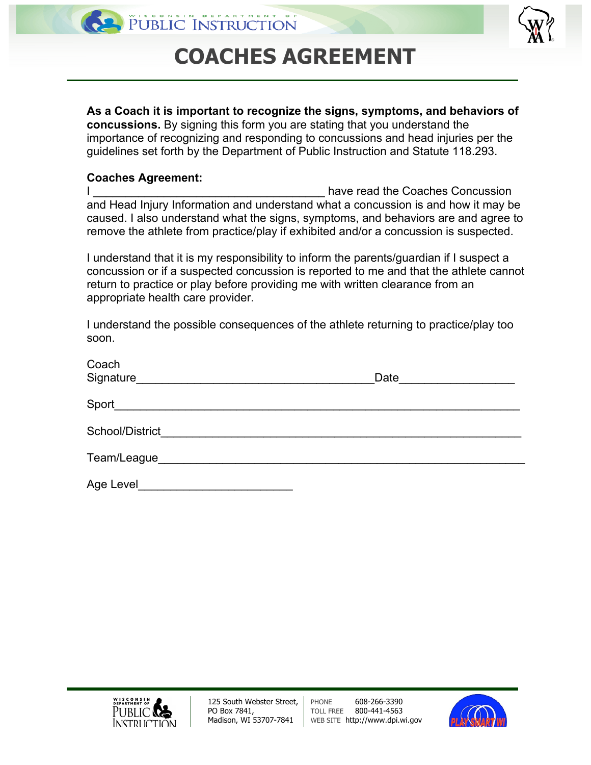WISCONSIN DEPARTMENT OF PUBLIC INSTRUCTION

# COACHES AGREEMENT

**As a Coach it is important to recognize the signs, symptoms, and behaviors of concussions.** By signing this form you are stating that you understand the importance of recognizing and responding to concussions and head injuries per the guidelines set forth by the Department of Public Instruction and Statute 118.293.

**Coaches Agreement:**

I ____________________________________ have read the Coaches Concussion and Head Injury Information and understand what a concussion is and how it may be caused. I also understand what the signs, symptoms, and behaviors are and agree to remove the athlete from practice/play if exhibited and/or a concussion is suspected.

I understand that it is my responsibility to inform the parents/guardian if I suspect a concussion or if a suspected concussion is reported to me and that the athlete cannot return to practice or play before providing me with written clearance from an appropriate health care provider.

I understand the possible consequences of the athlete returning to practice/play too soon.

Coach Signature____________________________________ Date_________________

Sport______________________________________________________________

School/District______________________________________________________

Team/League________________________________________________________

Age Level______________________

125 South Webster Street, PO Box 7841, Madison, WI 53707-7841

PHONE 608-266-3390
TOLL FREE 800-441-4563
WEB SITE http://www.dpi.wi.gov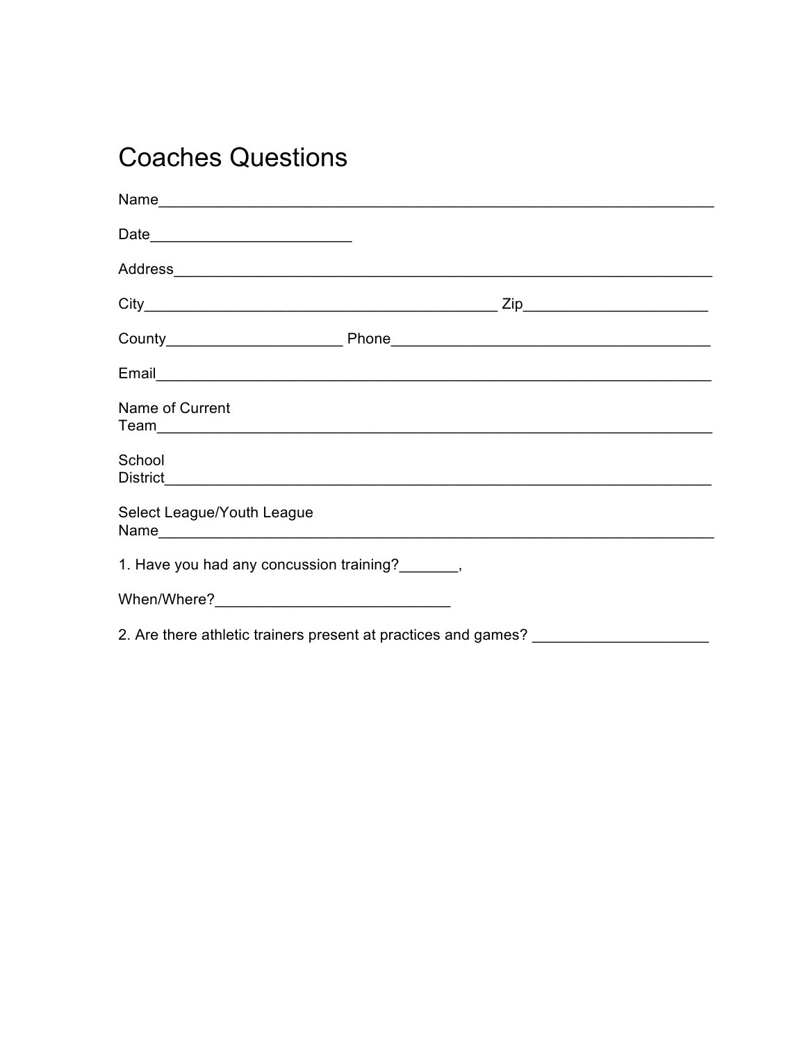# Coaches Questions

Name_______________________________________________________________

Date________________________

Address_____________________________________________________________

City_________________________________________ Zip______________________

County_____________________ Phone_______________________________________

Email_______________________________________________________________

Name of Current
Team________________________________________________________________

School
District_____________________________________________________________

Select League/Youth League
Name________________________________________________________________

1. Have you had any concussion training?_______,

When/Where?____________________________

2. Are there athletic trainers present at practices and games? _____________________